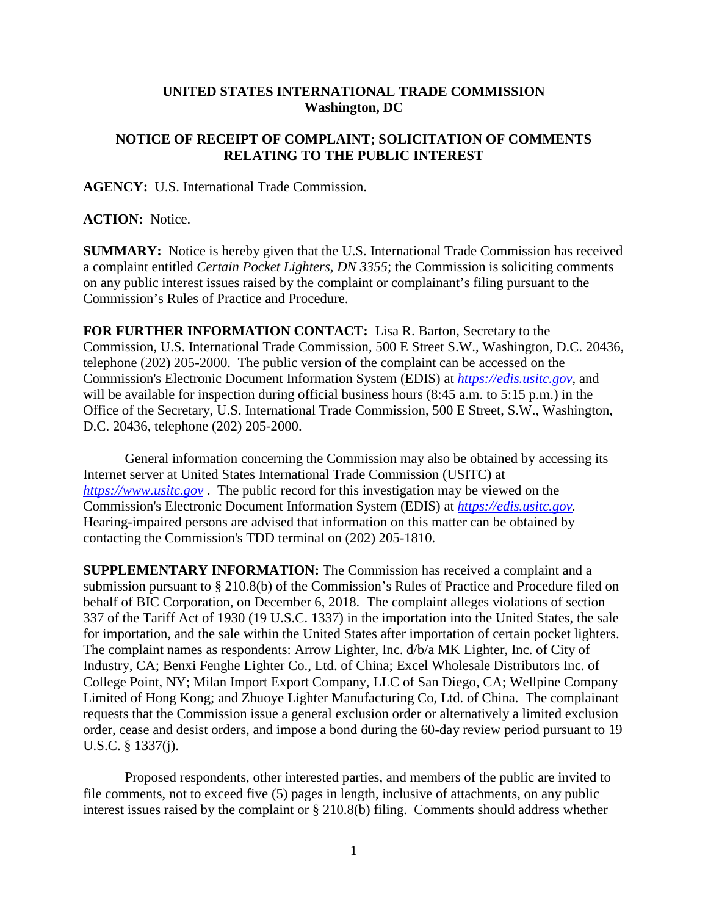**UNITED STATES INTERNATIONAL TRADE COMMISSION**
**Washington, DC**

**NOTICE OF RECEIPT OF COMPLAINT; SOLICITATION OF COMMENTS RELATING TO THE PUBLIC INTEREST**

**AGENCY:** U.S. International Trade Commission.

**ACTION:** Notice.

**SUMMARY:** Notice is hereby given that the U.S. International Trade Commission has received a complaint entitled *Certain Pocket Lighters, DN 3355*; the Commission is soliciting comments on any public interest issues raised by the complaint or complainant's filing pursuant to the Commission's Rules of Practice and Procedure.

**FOR FURTHER INFORMATION CONTACT:** Lisa R. Barton, Secretary to the Commission, U.S. International Trade Commission, 500 E Street S.W., Washington, D.C. 20436, telephone (202) 205-2000. The public version of the complaint can be accessed on the Commission's Electronic Document Information System (EDIS) at *https://edis.usitc.gov*, and will be available for inspection during official business hours (8:45 a.m. to 5:15 p.m.) in the Office of the Secretary, U.S. International Trade Commission, 500 E Street, S.W., Washington, D.C. 20436, telephone (202) 205-2000.

General information concerning the Commission may also be obtained by accessing its Internet server at United States International Trade Commission (USITC) at *https://www.usitc.gov* . The public record for this investigation may be viewed on the Commission's Electronic Document Information System (EDIS) at *https://edis.usitc.gov.* Hearing-impaired persons are advised that information on this matter can be obtained by contacting the Commission's TDD terminal on (202) 205-1810.

**SUPPLEMENTARY INFORMATION:** The Commission has received a complaint and a submission pursuant to § 210.8(b) of the Commission's Rules of Practice and Procedure filed on behalf of BIC Corporation, on December 6, 2018. The complaint alleges violations of section 337 of the Tariff Act of 1930 (19 U.S.C. 1337) in the importation into the United States, the sale for importation, and the sale within the United States after importation of certain pocket lighters. The complaint names as respondents: Arrow Lighter, Inc. d/b/a MK Lighter, Inc. of City of Industry, CA; Benxi Fenghe Lighter Co., Ltd. of China; Excel Wholesale Distributors Inc. of College Point, NY; Milan Import Export Company, LLC of San Diego, CA; Wellpine Company Limited of Hong Kong; and Zhuoye Lighter Manufacturing Co, Ltd. of China. The complainant requests that the Commission issue a general exclusion order or alternatively a limited exclusion order, cease and desist orders, and impose a bond during the 60-day review period pursuant to 19 U.S.C. § 1337(j).

Proposed respondents, other interested parties, and members of the public are invited to file comments, not to exceed five (5) pages in length, inclusive of attachments, on any public interest issues raised by the complaint or § 210.8(b) filing. Comments should address whether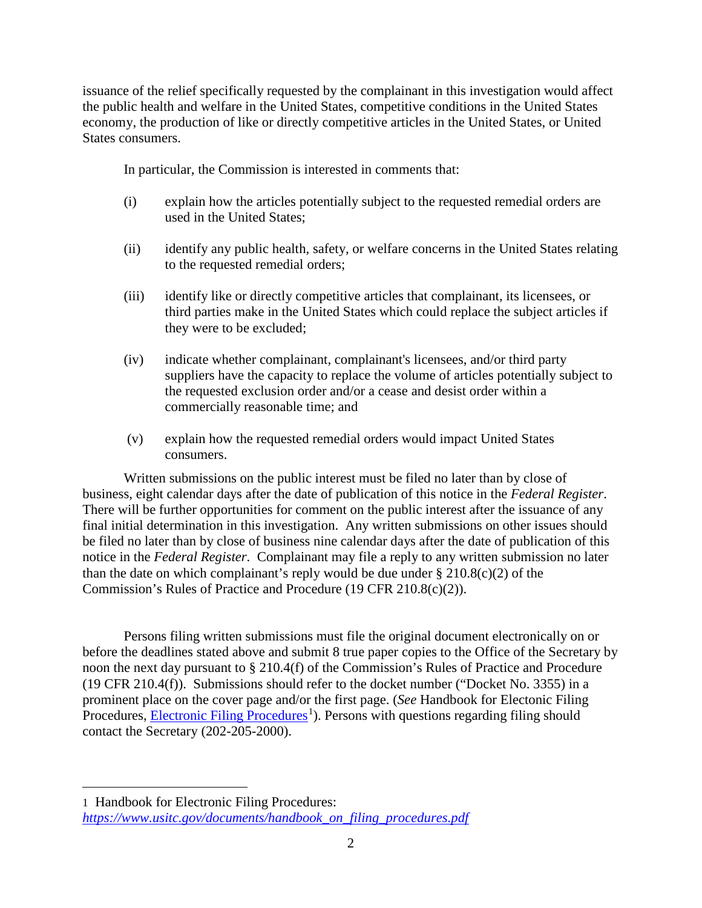issuance of the relief specifically requested by the complainant in this investigation would affect the public health and welfare in the United States, competitive conditions in the United States economy, the production of like or directly competitive articles in the United States, or United States consumers.

In particular, the Commission is interested in comments that:

(i) explain how the articles potentially subject to the requested remedial orders are used in the United States;

(ii) identify any public health, safety, or welfare concerns in the United States relating to the requested remedial orders;

(iii) identify like or directly competitive articles that complainant, its licensees, or third parties make in the United States which could replace the subject articles if they were to be excluded;

(iv) indicate whether complainant, complainant's licensees, and/or third party suppliers have the capacity to replace the volume of articles potentially subject to the requested exclusion order and/or a cease and desist order within a commercially reasonable time; and

(v) explain how the requested remedial orders would impact United States consumers.

Written submissions on the public interest must be filed no later than by close of business, eight calendar days after the date of publication of this notice in the *Federal Register*. There will be further opportunities for comment on the public interest after the issuance of any final initial determination in this investigation. Any written submissions on other issues should be filed no later than by close of business nine calendar days after the date of publication of this notice in the *Federal Register*. Complainant may file a reply to any written submission no later than the date on which complainant's reply would be due under § 210.8(c)(2) of the Commission's Rules of Practice and Procedure (19 CFR 210.8(c)(2)).

Persons filing written submissions must file the original document electronically on or before the deadlines stated above and submit 8 true paper copies to the Office of the Secretary by noon the next day pursuant to § 210.4(f) of the Commission's Rules of Practice and Procedure (19 CFR 210.4(f)). Submissions should refer to the docket number ("Docket No. 3355) in a prominent place on the cover page and/or the first page. (*See* Handbook for Electonic Filing Procedures, Electronic Filing Procedures[1]). Persons with questions regarding filing should contact the Secretary (202-205-2000).

---

1 Handbook for Electronic Filing Procedures: *https://www.usitc.gov/documents/handbook_on_filing_procedures.pdf*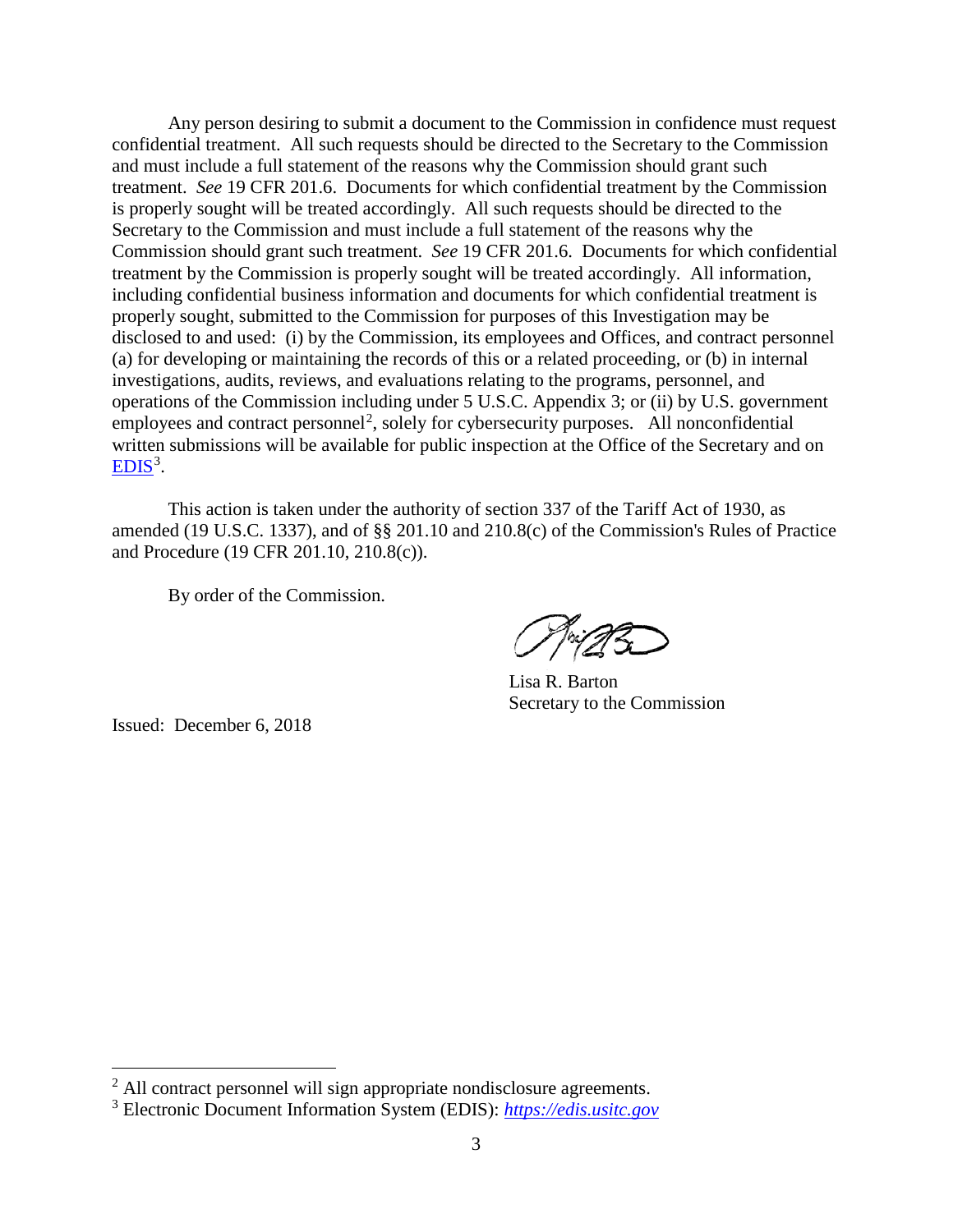Any person desiring to submit a document to the Commission in confidence must request confidential treatment. All such requests should be directed to the Secretary to the Commission and must include a full statement of the reasons why the Commission should grant such treatment. *See* 19 CFR 201.6. Documents for which confidential treatment by the Commission is properly sought will be treated accordingly. All such requests should be directed to the Secretary to the Commission and must include a full statement of the reasons why the Commission should grant such treatment. *See* 19 CFR 201.6. Documents for which confidential treatment by the Commission is properly sought will be treated accordingly. All information, including confidential business information and documents for which confidential treatment is properly sought, submitted to the Commission for purposes of this Investigation may be disclosed to and used: (i) by the Commission, its employees and Offices, and contract personnel (a) for developing or maintaining the records of this or a related proceeding, or (b) in internal investigations, audits, reviews, and evaluations relating to the programs, personnel, and operations of the Commission including under 5 U.S.C. Appendix 3; or (ii) by U.S. government employees and contract personnel[2], solely for cybersecurity purposes. All nonconfidential written submissions will be available for public inspection at the Office of the Secretary and on EDIS[3].

This action is taken under the authority of section 337 of the Tariff Act of 1930, as amended (19 U.S.C. 1337), and of §§ 201.10 and 210.8(c) of the Commission's Rules of Practice and Procedure (19 CFR 201.10, 210.8(c)).

By order of the Commission.

Lisa R. Barton
Secretary to the Commission

Issued: December 6, 2018

[2] All contract personnel will sign appropriate nondisclosure agreements.

[3] Electronic Document Information System (EDIS): *https://edis.usitc.gov*